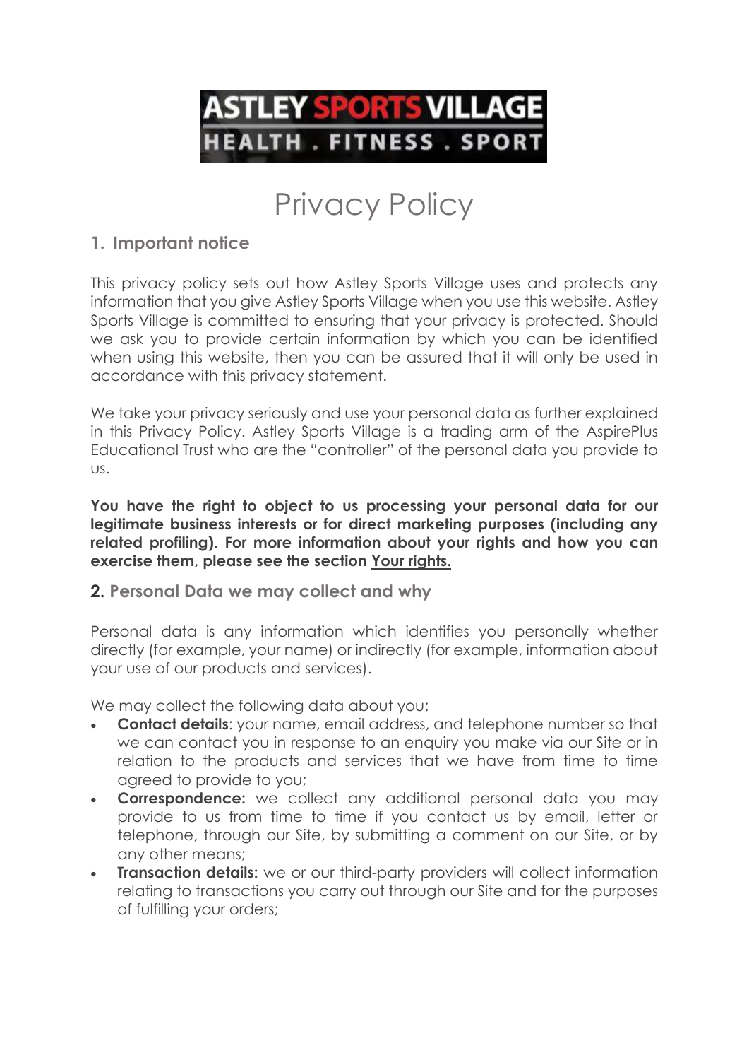# ASTLEY SPORTS VILLAGE

HEALTH . FITNESS . SPORT

# Privacy Policy

## 1. Important notice

This privacy policy sets out how Astley Sports Village uses and protects any information that you give Astley Sports Village when you use this website. Astley Sports Village is committed to ensuring that your privacy is protected. Should we ask you to provide certain information by which you can be identified when using this website, then you can be assured that it will only be used in accordance with this privacy statement.

We take your privacy seriously and use your personal data as further explained in this Privacy Policy. Astley Sports Village is a trading arm of the AspirePlus Educational Trust who are the "controller" of the personal data you provide to us.

**You have the right to object to us processing your personal data for our legitimate business interests or for direct marketing purposes (including any related profiling). For more information about your rights and how you can exercise them, please see the section Your rights.**

## 2. Personal Data we may collect and why

Personal data is any information which identifies you personally whether directly (for example, your name) or indirectly (for example, information about your use of our products and services).

We may collect the following data about you:

- **Contact details**: your name, email address, and telephone number so that we can contact you in response to an enquiry you make via our Site or in relation to the products and services that we have from time to time agreed to provide to you;
- **Correspondence:** we collect any additional personal data you may provide to us from time to time if you contact us by email, letter or telephone, through our Site, by submitting a comment on our Site, or by any other means;
- **Transaction details:** we or our third-party providers will collect information relating to transactions you carry out through our Site and for the purposes of fulfilling your orders;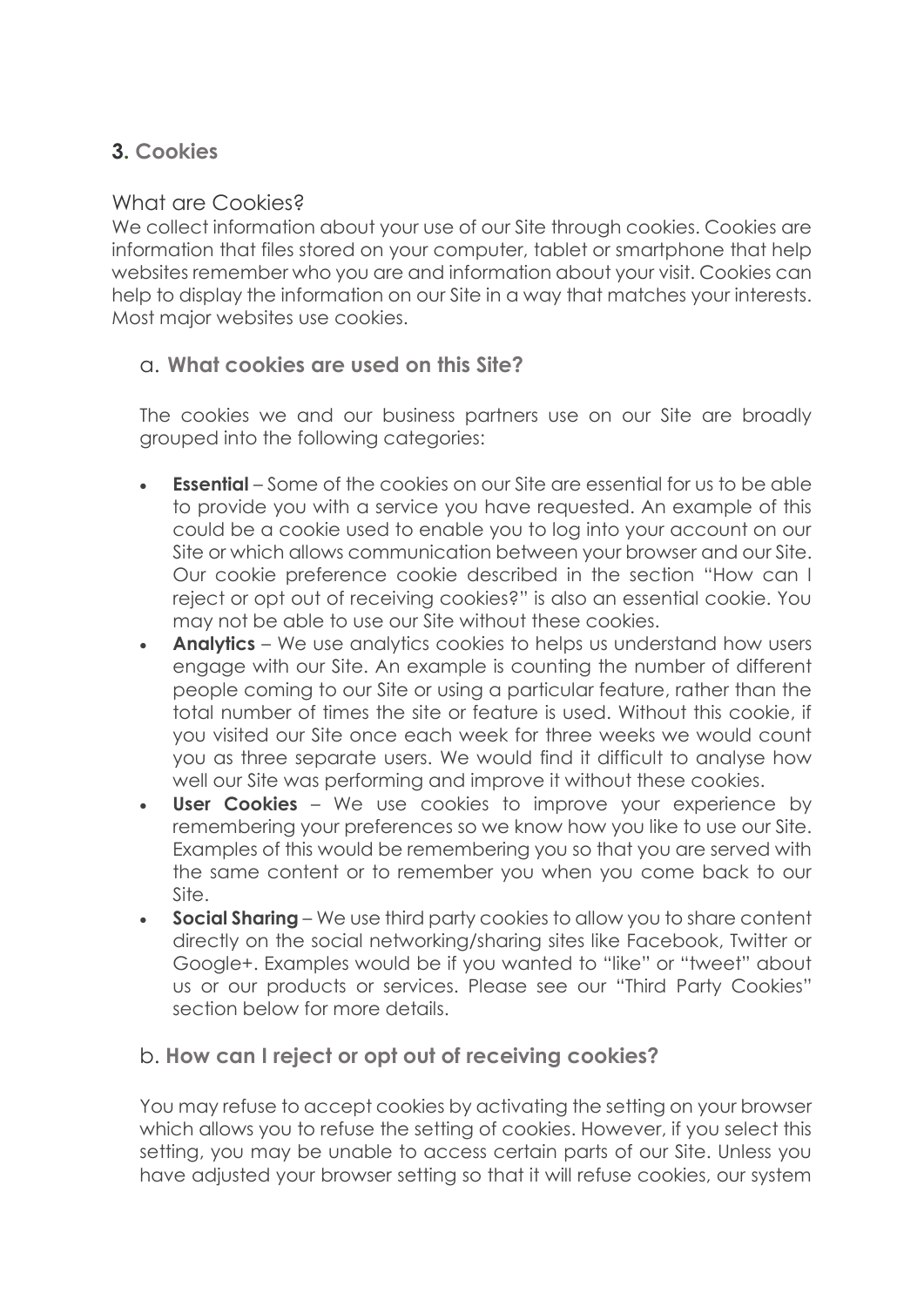## 3. Cookies

### What are Cookies?

We collect information about your use of our Site through cookies. Cookies are information that files stored on your computer, tablet or smartphone that help websites remember who you are and information about your visit. Cookies can help to display the information on our Site in a way that matches your interests. Most major websites use cookies.

### a. What cookies are used on this Site?

The cookies we and our business partners use on our Site are broadly grouped into the following categories:

- **Essential** – Some of the cookies on our Site are essential for us to be able to provide you with a service you have requested. An example of this could be a cookie used to enable you to log into your account on our Site or which allows communication between your browser and our Site. Our cookie preference cookie described in the section "How can I reject or opt out of receiving cookies?" is also an essential cookie. You may not be able to use our Site without these cookies.
- **Analytics** – We use analytics cookies to helps us understand how users engage with our Site. An example is counting the number of different people coming to our Site or using a particular feature, rather than the total number of times the site or feature is used. Without this cookie, if you visited our Site once each week for three weeks we would count you as three separate users. We would find it difficult to analyse how well our Site was performing and improve it without these cookies.
- **User Cookies** – We use cookies to improve your experience by remembering your preferences so we know how you like to use our Site. Examples of this would be remembering you so that you are served with the same content or to remember you when you come back to our Site.
- **Social Sharing** – We use third party cookies to allow you to share content directly on the social networking/sharing sites like Facebook, Twitter or Google+. Examples would be if you wanted to "like" or "tweet" about us or our products or services. Please see our "Third Party Cookies" section below for more details.

### b. How can I reject or opt out of receiving cookies?

You may refuse to accept cookies by activating the setting on your browser which allows you to refuse the setting of cookies. However, if you select this setting, you may be unable to access certain parts of our Site. Unless you have adjusted your browser setting so that it will refuse cookies, our system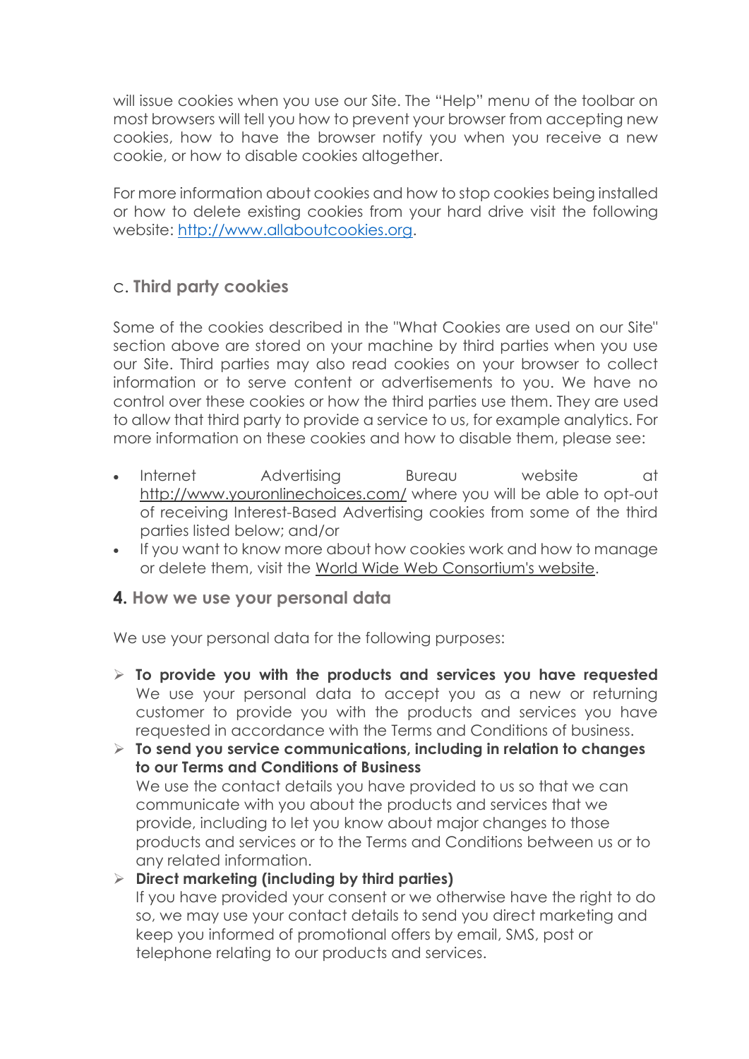will issue cookies when you use our Site. The "Help" menu of the toolbar on most browsers will tell you how to prevent your browser from accepting new cookies, how to have the browser notify you when you receive a new cookie, or how to disable cookies altogether.

For more information about cookies and how to stop cookies being installed or how to delete existing cookies from your hard drive visit the following website: [http://www.allaboutcookies.org](http://www.allaboutcookies.org).

### c. Third party cookies

Some of the cookies described in the "What Cookies are used on our Site" section above are stored on your machine by third parties when you use our Site. Third parties may also read cookies on your browser to collect information or to serve content or advertisements to you. We have no control over these cookies or how the third parties use them. They are used to allow that third party to provide a service to us, for example analytics. For more information on these cookies and how to disable them, please see:

- Internet Advertising Bureau website at [http://www.youronlinechoices.com/](http://www.youronlinechoices.com/) where you will be able to opt-out of receiving Interest-Based Advertising cookies from some of the third parties listed below; and/or
- If you want to know more about how cookies work and how to manage or delete them, visit the World Wide Web Consortium's website.

## 4. How we use your personal data

We use your personal data for the following purposes:

- **To provide you with the products and services you have requested**
  We use your personal data to accept you as a new or returning customer to provide you with the products and services you have requested in accordance with the Terms and Conditions of business.
- **To send you service communications, including in relation to changes to our Terms and Conditions of Business**
  We use the contact details you have provided to us so that we can communicate with you about the products and services that we provide, including to let you know about major changes to those products and services or to the Terms and Conditions between us or to any related information.
- **Direct marketing (including by third parties)**
  If you have provided your consent or we otherwise have the right to do so, we may use your contact details to send you direct marketing and keep you informed of promotional offers by email, SMS, post or telephone relating to our products and services.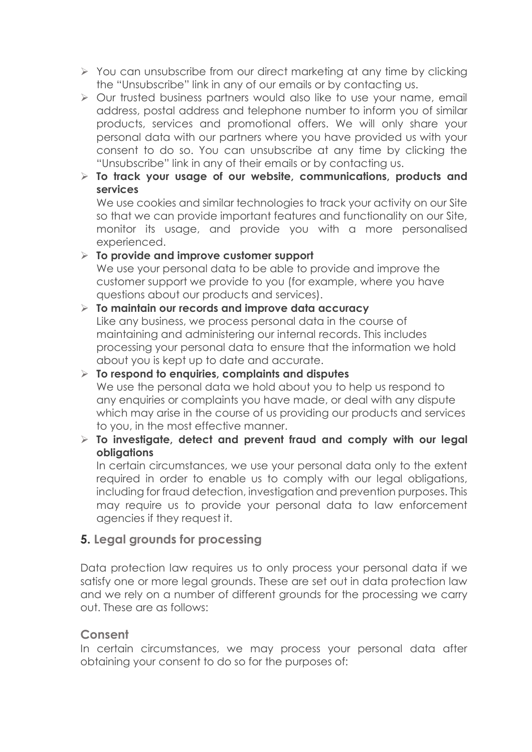- You can unsubscribe from our direct marketing at any time by clicking the "Unsubscribe" link in any of our emails or by contacting us.
- Our trusted business partners would also like to use your name, email address, postal address and telephone number to inform you of similar products, services and promotional offers. We will only share your personal data with our partners where you have provided us with your consent to do so. You can unsubscribe at any time by clicking the "Unsubscribe" link in any of their emails or by contacting us.
- **To track your usage of our website, communications, products and services**
  We use cookies and similar technologies to track your activity on our Site so that we can provide important features and functionality on our Site, monitor its usage, and provide you with a more personalised experienced.
- **To provide and improve customer support**
  We use your personal data to be able to provide and improve the customer support we provide to you (for example, where you have questions about our products and services).
- **To maintain our records and improve data accuracy**
  Like any business, we process personal data in the course of maintaining and administering our internal records. This includes processing your personal data to ensure that the information we hold about you is kept up to date and accurate.
- **To respond to enquiries, complaints and disputes**
  We use the personal data we hold about you to help us respond to any enquiries or complaints you have made, or deal with any dispute which may arise in the course of us providing our products and services to you, in the most effective manner.
- **To investigate, detect and prevent fraud and comply with our legal obligations**
  In certain circumstances, we use your personal data only to the extent required in order to enable us to comply with our legal obligations, including for fraud detection, investigation and prevention purposes. This may require us to provide your personal data to law enforcement agencies if they request it.

## 5. Legal grounds for processing

Data protection law requires us to only process your personal data if we satisfy one or more legal grounds. These are set out in data protection law and we rely on a number of different grounds for the processing we carry out. These are as follows:

### Consent

In certain circumstances, we may process your personal data after obtaining your consent to do so for the purposes of: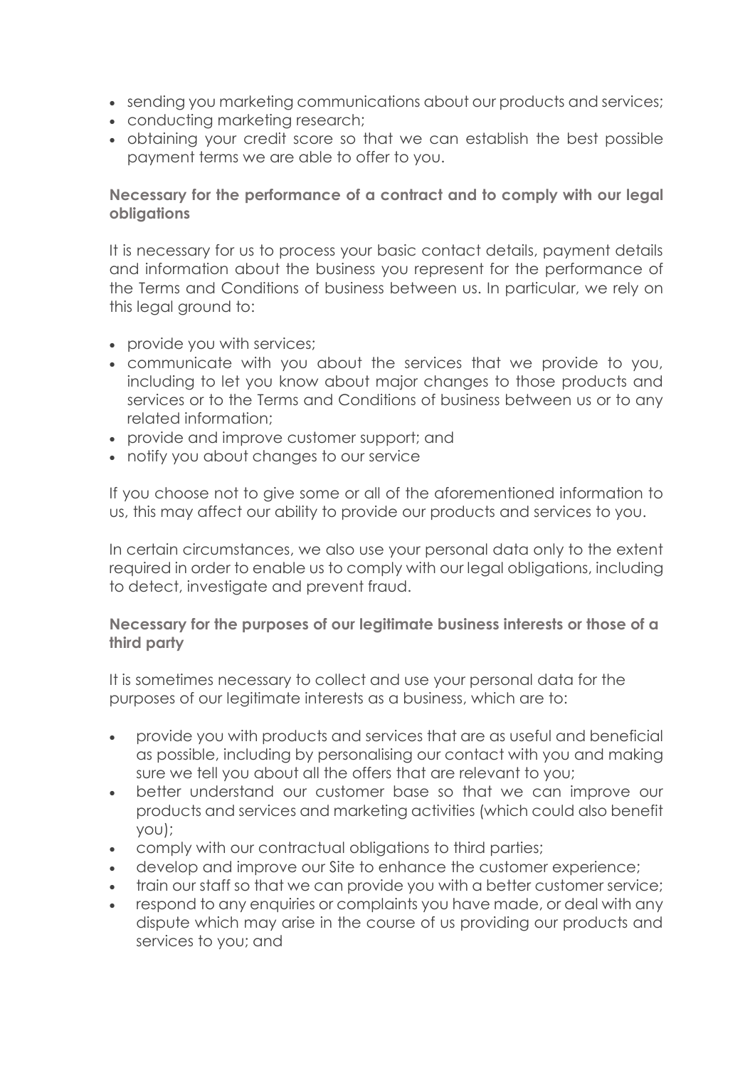- sending you marketing communications about our products and services;
- conducting marketing research;
- obtaining your credit score so that we can establish the best possible payment terms we are able to offer to you.

**Necessary for the performance of a contract and to comply with our legal obligations**

It is necessary for us to process your basic contact details, payment details and information about the business you represent for the performance of the Terms and Conditions of business between us. In particular, we rely on this legal ground to:

- provide you with services;
- communicate with you about the services that we provide to you, including to let you know about major changes to those products and services or to the Terms and Conditions of business between us or to any related information;
- provide and improve customer support; and
- notify you about changes to our service

If you choose not to give some or all of the aforementioned information to us, this may affect our ability to provide our products and services to you.

In certain circumstances, we also use your personal data only to the extent required in order to enable us to comply with our legal obligations, including to detect, investigate and prevent fraud.

**Necessary for the purposes of our legitimate business interests or those of a third party**

It is sometimes necessary to collect and use your personal data for the purposes of our legitimate interests as a business, which are to:

- provide you with products and services that are as useful and beneficial as possible, including by personalising our contact with you and making sure we tell you about all the offers that are relevant to you;
- better understand our customer base so that we can improve our products and services and marketing activities (which could also benefit you);
- comply with our contractual obligations to third parties;
- develop and improve our Site to enhance the customer experience;
- train our staff so that we can provide you with a better customer service;
- respond to any enquiries or complaints you have made, or deal with any dispute which may arise in the course of us providing our products and services to you; and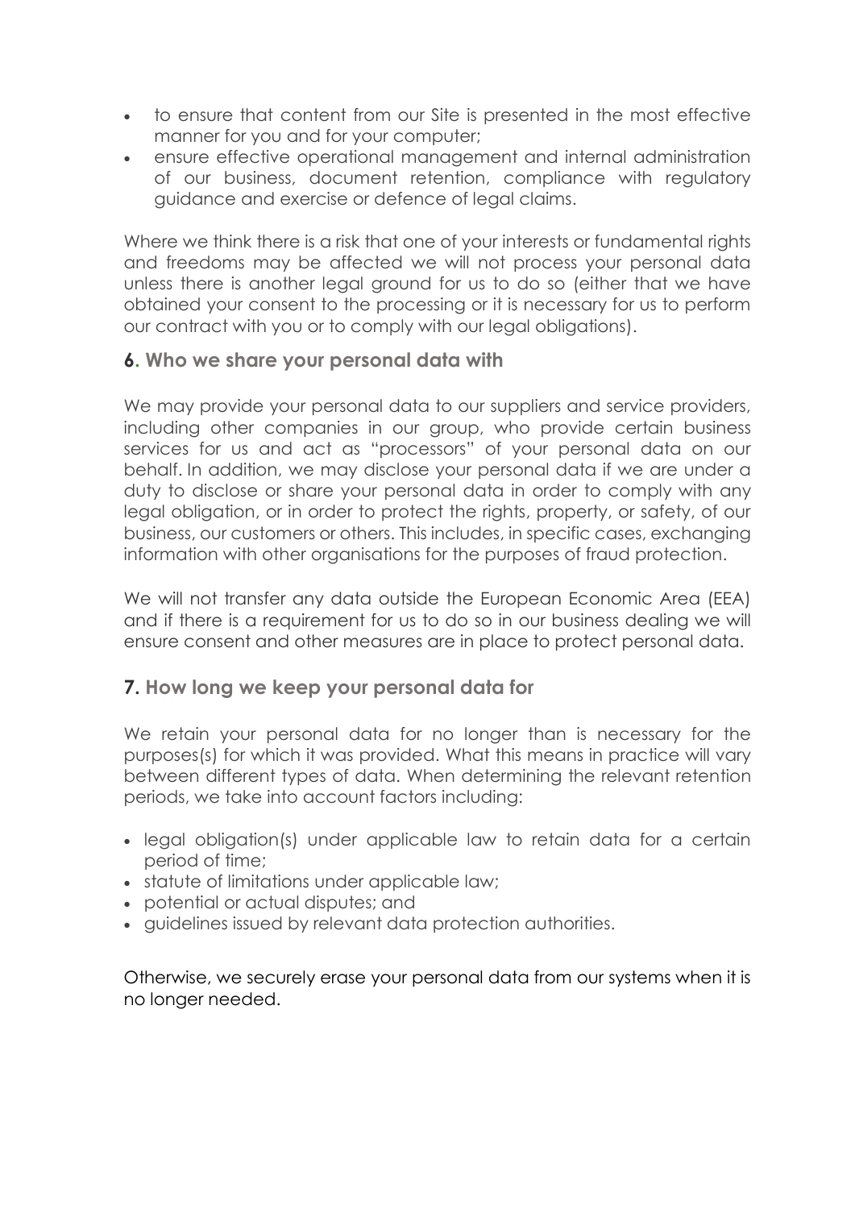- to ensure that content from our Site is presented in the most effective manner for you and for your computer;
- ensure effective operational management and internal administration of our business, document retention, compliance with regulatory guidance and exercise or defence of legal claims.

Where we think there is a risk that one of your interests or fundamental rights and freedoms may be affected we will not process your personal data unless there is another legal ground for us to do so (either that we have obtained your consent to the processing or it is necessary for us to perform our contract with you or to comply with our legal obligations).

## 6. Who we share your personal data with

We may provide your personal data to our suppliers and service providers, including other companies in our group, who provide certain business services for us and act as "processors" of your personal data on our behalf. In addition, we may disclose your personal data if we are under a duty to disclose or share your personal data in order to comply with any legal obligation, or in order to protect the rights, property, or safety, of our business, our customers or others. This includes, in specific cases, exchanging information with other organisations for the purposes of fraud protection.

We will not transfer any data outside the European Economic Area (EEA) and if there is a requirement for us to do so in our business dealing we will ensure consent and other measures are in place to protect personal data.

## 7. How long we keep your personal data for

We retain your personal data for no longer than is necessary for the purposes(s) for which it was provided. What this means in practice will vary between different types of data. When determining the relevant retention periods, we take into account factors including:

- legal obligation(s) under applicable law to retain data for a certain period of time;
- statute of limitations under applicable law;
- potential or actual disputes; and
- guidelines issued by relevant data protection authorities.

Otherwise, we securely erase your personal data from our systems when it is no longer needed.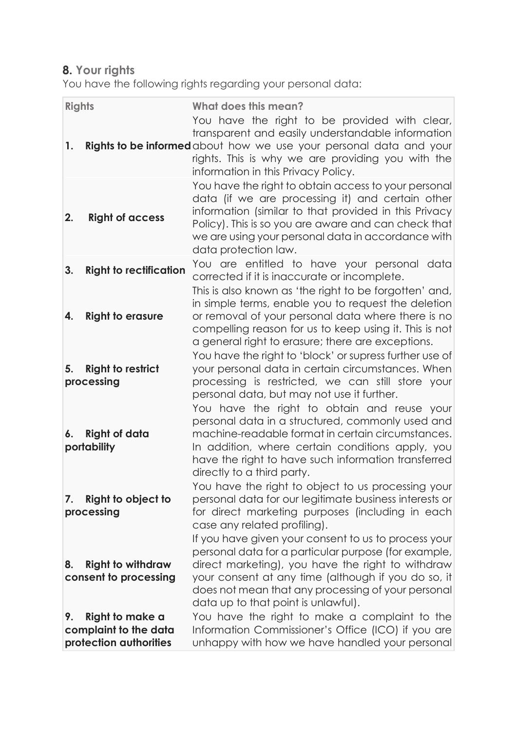## 8. Your rights

You have the following rights regarding your personal data:

| Rights | What does this mean? |
|---|---|
| 1. **Rights to be informed** | You have the right to be provided with clear, transparent and easily understandable information about how we use your personal data and your rights. This is why we are providing you with the information in this Privacy Policy. |
| 2. **Right of access** | You have the right to obtain access to your personal data (if we are processing it) and certain other information (similar to that provided in this Privacy Policy). This is so you are aware and can check that we are using your personal data in accordance with data protection law. |
| 3. **Right to rectification** | You are entitled to have your personal data corrected if it is inaccurate or incomplete. |
| 4. **Right to erasure** | This is also known as 'the right to be forgotten' and, in simple terms, enable you to request the deletion or removal of your personal data where there is no compelling reason for us to keep using it. This is not a general right to erasure; there are exceptions. |
| 5. **Right to restrict processing** | You have the right to 'block' or supress further use of your personal data in certain circumstances. When processing is restricted, we can still store your personal data, but may not use it further. |
| 6. **Right of data portability** | You have the right to obtain and reuse your personal data in a structured, commonly used and machine-readable format in certain circumstances. In addition, where certain conditions apply, you have the right to have such information transferred directly to a third party. |
| 7. **Right to object to processing** | You have the right to object to us processing your personal data for our legitimate business interests or for direct marketing purposes (including in each case any related profiling). |
| 8. **Right to withdraw consent to processing** | If you have given your consent to us to process your personal data for a particular purpose (for example, direct marketing), you have the right to withdraw your consent at any time (although if you do so, it does not mean that any processing of your personal data up to that point is unlawful). |
| 9. **Right to make a complaint to the data protection authorities** | You have the right to make a complaint to the Information Commissioner's Office (ICO) if you are unhappy with how we have handled your personal |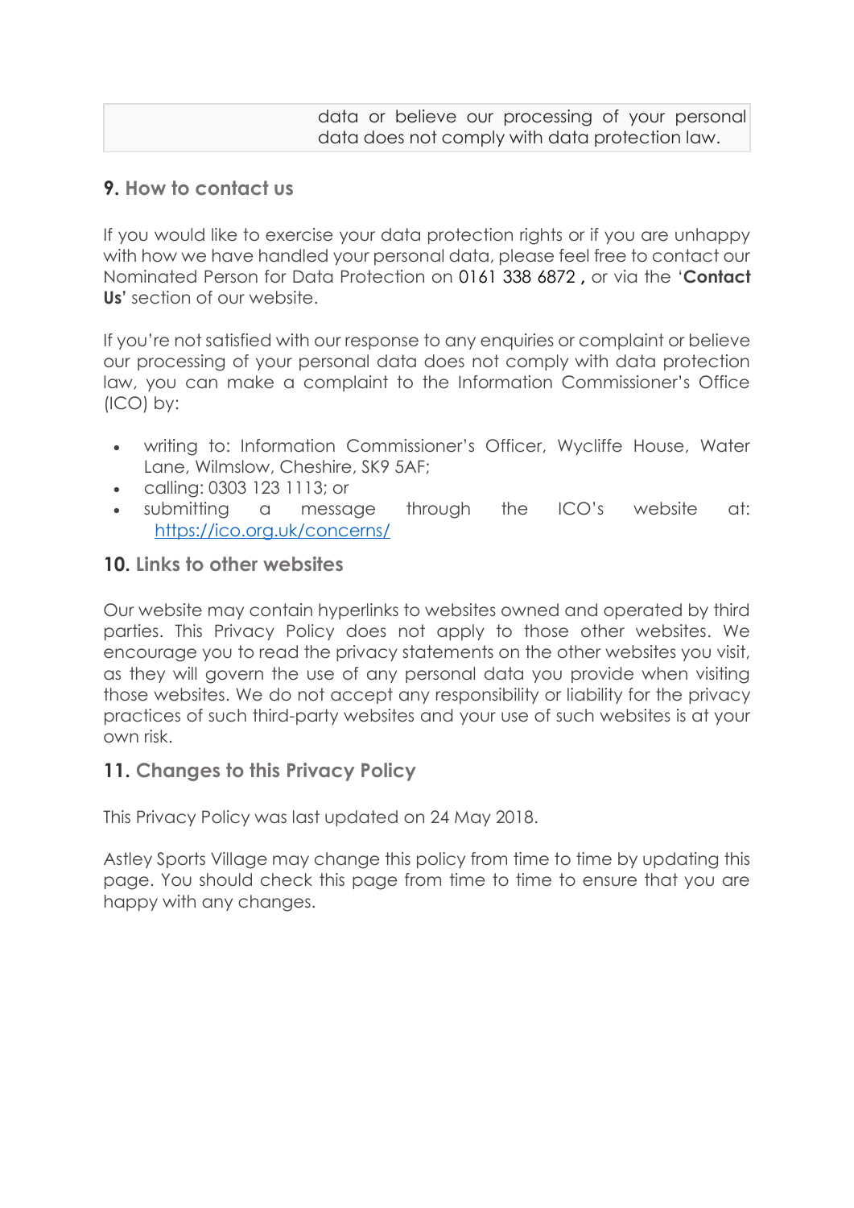| | |
|---|---|
| | data or believe our processing of your personal data does not comply with data protection law. |

## 9. How to contact us

If you would like to exercise your data protection rights or if you are unhappy with how we have handled your personal data, please feel free to contact our Nominated Person for Data Protection on 0161 338 6872 , or via the '**Contact Us'** section of our website.

If you're not satisfied with our response to any enquiries or complaint or believe our processing of your personal data does not comply with data protection law, you can make a complaint to the Information Commissioner's Office (ICO) by:

- writing to: Information Commissioner's Officer, Wycliffe House, Water Lane, Wilmslow, Cheshire, SK9 5AF;
- calling: 0303 123 1113; or
- submitting a message through the ICO's website at: https://ico.org.uk/concerns/

## 10. Links to other websites

Our website may contain hyperlinks to websites owned and operated by third parties. This Privacy Policy does not apply to those other websites. We encourage you to read the privacy statements on the other websites you visit, as they will govern the use of any personal data you provide when visiting those websites. We do not accept any responsibility or liability for the privacy practices of such third-party websites and your use of such websites is at your own risk.

## 11. Changes to this Privacy Policy

This Privacy Policy was last updated on 24 May 2018.

Astley Sports Village may change this policy from time to time by updating this page. You should check this page from time to time to ensure that you are happy with any changes.